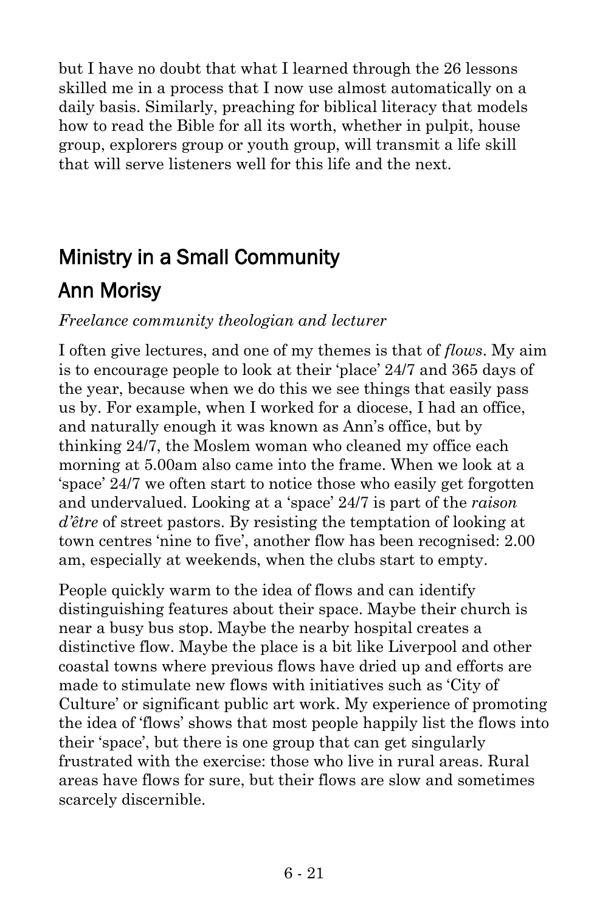but I have no doubt that what I learned through the 26 lessons skilled me in a process that I now use almost automatically on a daily basis. Similarly, preaching for biblical literacy that models how to read the Bible for all its worth, whether in pulpit, house group, explorers group or youth group, will transmit a life skill that will serve listeners well for this life and the next.

## Ministry in a Small Community

## Ann Morisy

*Freelance community theologian and lecturer*

I often give lectures, and one of my themes is that of *flows*. My aim is to encourage people to look at their 'place' 24/7 and 365 days of the year, because when we do this we see things that easily pass us by. For example, when I worked for a diocese, I had an office, and naturally enough it was known as Ann's office, but by thinking 24/7, the Moslem woman who cleaned my office each morning at 5.00am also came into the frame. When we look at a 'space' 24/7 we often start to notice those who easily get forgotten and undervalued. Looking at a 'space' 24/7 is part of the *raison d'être* of street pastors. By resisting the temptation of looking at town centres 'nine to five', another flow has been recognised: 2.00 am, especially at weekends, when the clubs start to empty.

People quickly warm to the idea of flows and can identify distinguishing features about their space. Maybe their church is near a busy bus stop. Maybe the nearby hospital creates a distinctive flow. Maybe the place is a bit like Liverpool and other coastal towns where previous flows have dried up and efforts are made to stimulate new flows with initiatives such as 'City of Culture' or significant public art work. My experience of promoting the idea of 'flows' shows that most people happily list the flows into their 'space', but there is one group that can get singularly frustrated with the exercise: those who live in rural areas. Rural areas have flows for sure, but their flows are slow and sometimes scarcely discernible.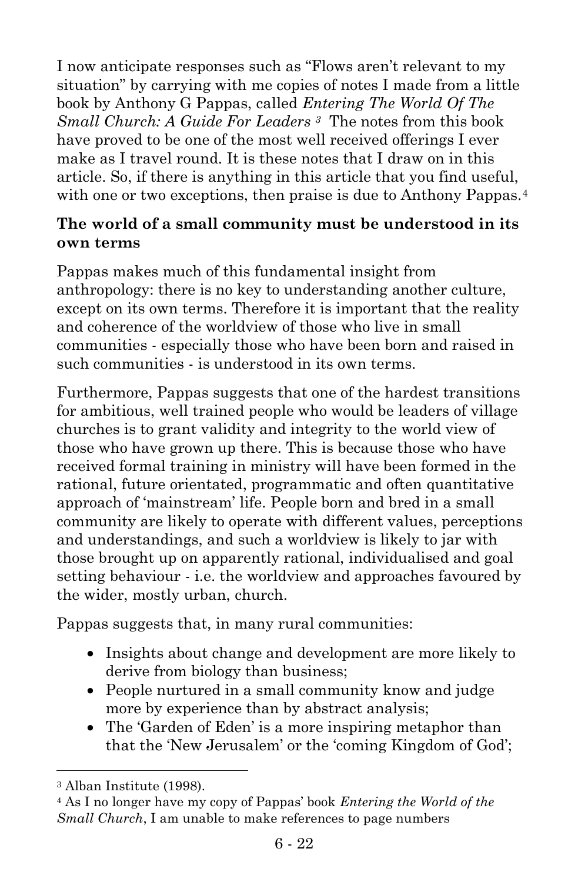I now anticipate responses such as "Flows aren't relevant to my situation" by carrying with me copies of notes I made from a little book by Anthony G Pappas, called *Entering The World Of The Small Church: A Guide For Leaders* [3] The notes from this book have proved to be one of the most well received offerings I ever make as I travel round. It is these notes that I draw on in this article. So, if there is anything in this article that you find useful, with one or two exceptions, then praise is due to Anthony Pappas.[4]

**The world of a small community must be understood in its own terms**

Pappas makes much of this fundamental insight from anthropology: there is no key to understanding another culture, except on its own terms. Therefore it is important that the reality and coherence of the worldview of those who live in small communities - especially those who have been born and raised in such communities - is understood in its own terms.

Furthermore, Pappas suggests that one of the hardest transitions for ambitious, well trained people who would be leaders of village churches is to grant validity and integrity to the world view of those who have grown up there. This is because those who have received formal training in ministry will have been formed in the rational, future orientated, programmatic and often quantitative approach of 'mainstream' life. People born and bred in a small community are likely to operate with different values, perceptions and understandings, and such a worldview is likely to jar with those brought up on apparently rational, individualised and goal setting behaviour - i.e. the worldview and approaches favoured by the wider, mostly urban, church.

Pappas suggests that, in many rural communities:

- Insights about change and development are more likely to derive from biology than business;
- People nurtured in a small community know and judge more by experience than by abstract analysis;
- The 'Garden of Eden' is a more inspiring metaphor than that the 'New Jerusalem' or the 'coming Kingdom of God';

---

[3] Alban Institute (1998).

[4] As I no longer have my copy of Pappas' book *Entering the World of the Small Church*, I am unable to make references to page numbers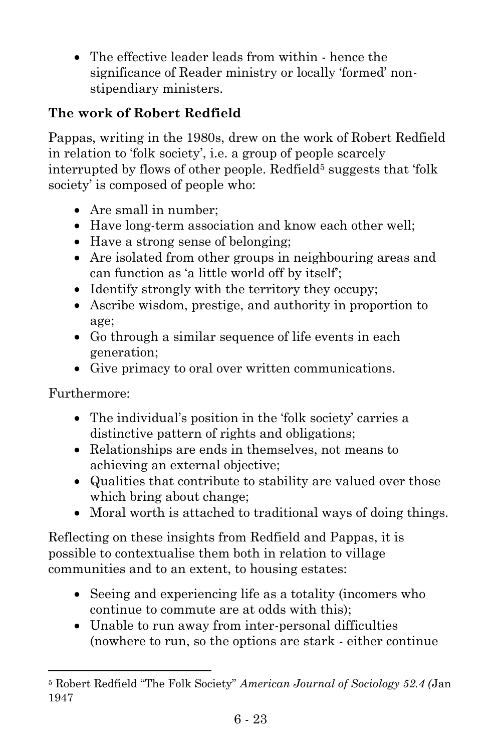- The effective leader leads from within - hence the significance of Reader ministry or locally 'formed' non-stipendiary ministers.

**The work of Robert Redfield**

Pappas, writing in the 1980s, drew on the work of Robert Redfield in relation to 'folk society', i.e. a group of people scarcely interrupted by flows of other people. Redfield[5] suggests that 'folk society' is composed of people who:

- Are small in number;
- Have long-term association and know each other well;
- Have a strong sense of belonging;
- Are isolated from other groups in neighbouring areas and can function as 'a little world off by itself';
- Identify strongly with the territory they occupy;
- Ascribe wisdom, prestige, and authority in proportion to age;
- Go through a similar sequence of life events in each generation;
- Give primacy to oral over written communications.

Furthermore:

- The individual's position in the 'folk society' carries a distinctive pattern of rights and obligations;
- Relationships are ends in themselves, not means to achieving an external objective;
- Qualities that contribute to stability are valued over those which bring about change;
- Moral worth is attached to traditional ways of doing things.

Reflecting on these insights from Redfield and Pappas, it is possible to contextualise them both in relation to village communities and to an extent, to housing estates:

- Seeing and experiencing life as a totality (incomers who continue to commute are at odds with this);
- Unable to run away from inter-personal difficulties (nowhere to run, so the options are stark - either continue

[5] Robert Redfield "The Folk Society" *American Journal of Sociology 52.4 (*Jan 1947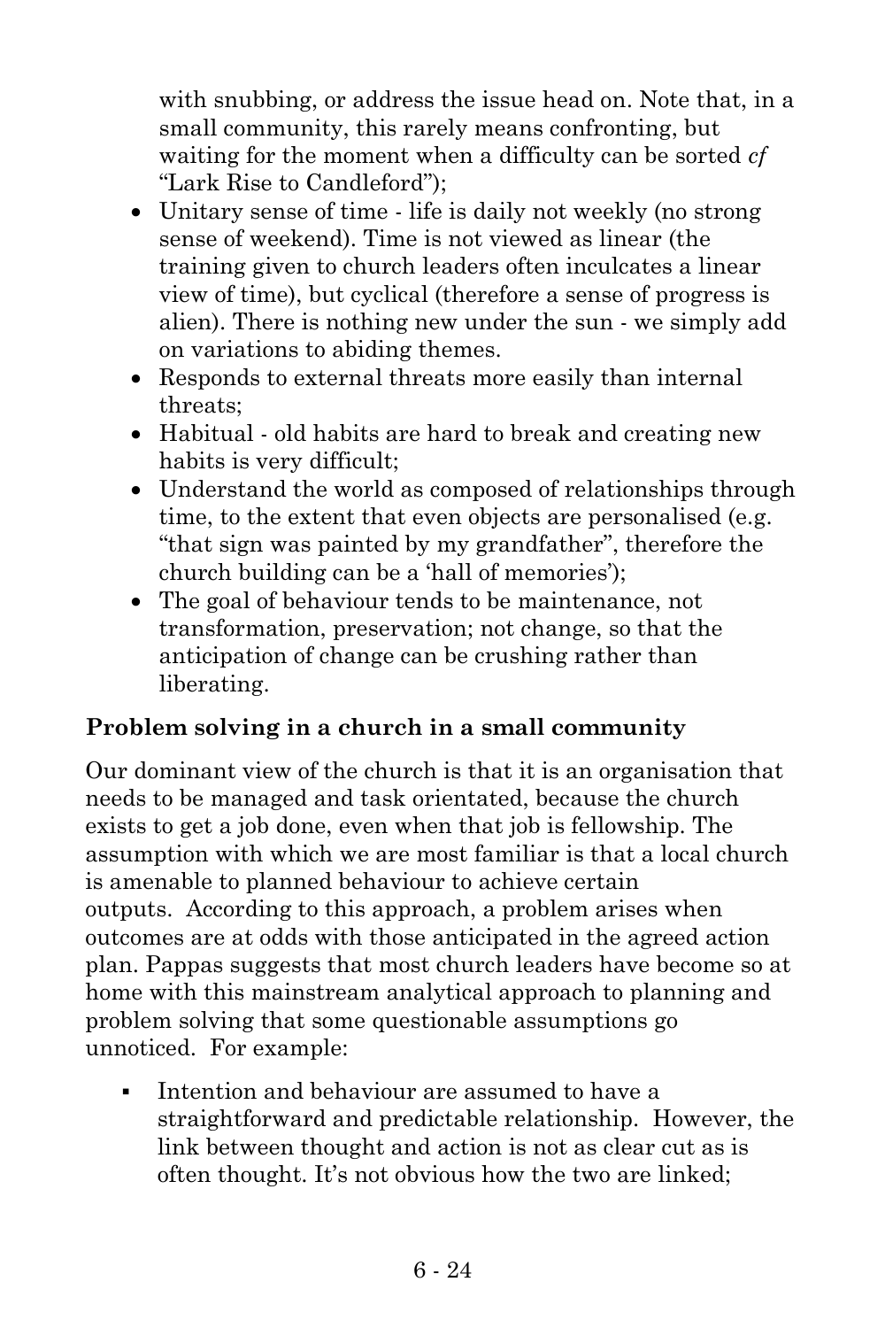with snubbing, or address the issue head on. Note that, in a small community, this rarely means confronting, but waiting for the moment when a difficulty can be sorted *cf* "Lark Rise to Candleford");

- Unitary sense of time - life is daily not weekly (no strong sense of weekend). Time is not viewed as linear (the training given to church leaders often inculcates a linear view of time), but cyclical (therefore a sense of progress is alien). There is nothing new under the sun - we simply add on variations to abiding themes.
- Responds to external threats more easily than internal threats;
- Habitual - old habits are hard to break and creating new habits is very difficult;
- Understand the world as composed of relationships through time, to the extent that even objects are personalised (e.g. "that sign was painted by my grandfather", therefore the church building can be a 'hall of memories');
- The goal of behaviour tends to be maintenance, not transformation, preservation; not change, so that the anticipation of change can be crushing rather than liberating.

**Problem solving in a church in a small community**

Our dominant view of the church is that it is an organisation that needs to be managed and task orientated, because the church exists to get a job done, even when that job is fellowship. The assumption with which we are most familiar is that a local church is amenable to planned behaviour to achieve certain outputs. According to this approach, a problem arises when outcomes are at odds with those anticipated in the agreed action plan. Pappas suggests that most church leaders have become so at home with this mainstream analytical approach to planning and problem solving that some questionable assumptions go unnoticed. For example:

- Intention and behaviour are assumed to have a straightforward and predictable relationship. However, the link between thought and action is not as clear cut as is often thought. It's not obvious how the two are linked;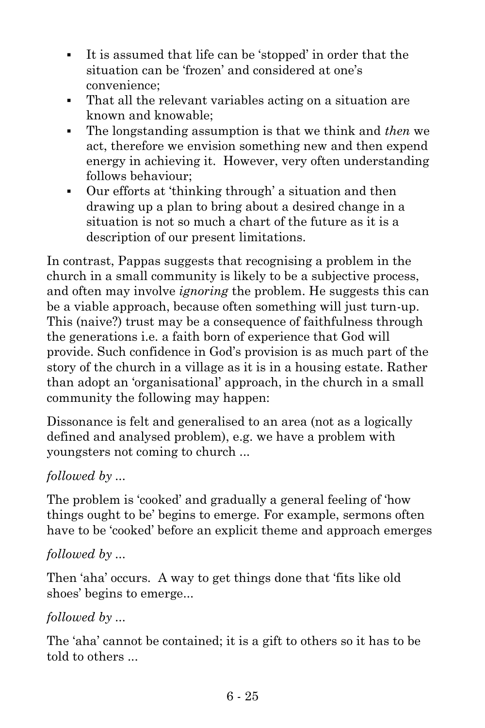- It is assumed that life can be 'stopped' in order that the situation can be 'frozen' and considered at one's convenience;
- That all the relevant variables acting on a situation are known and knowable;
- The longstanding assumption is that we think and *then* we act, therefore we envision something new and then expend energy in achieving it. However, very often understanding follows behaviour;
- Our efforts at 'thinking through' a situation and then drawing up a plan to bring about a desired change in a situation is not so much a chart of the future as it is a description of our present limitations.

In contrast, Pappas suggests that recognising a problem in the church in a small community is likely to be a subjective process, and often may involve *ignoring* the problem. He suggests this can be a viable approach, because often something will just turn-up. This (naive?) trust may be a consequence of faithfulness through the generations i.e. a faith born of experience that God will provide. Such confidence in God's provision is as much part of the story of the church in a village as it is in a housing estate. Rather than adopt an 'organisational' approach, in the church in a small community the following may happen:

Dissonance is felt and generalised to an area (not as a logically defined and analysed problem), e.g. we have a problem with youngsters not coming to church ...

*followed by ...*

The problem is 'cooked' and gradually a general feeling of 'how things ought to be' begins to emerge. For example, sermons often have to be 'cooked' before an explicit theme and approach emerges

*followed by ...*

Then 'aha' occurs. A way to get things done that 'fits like old shoes' begins to emerge...

*followed by ...*

The 'aha' cannot be contained; it is a gift to others so it has to be told to others ...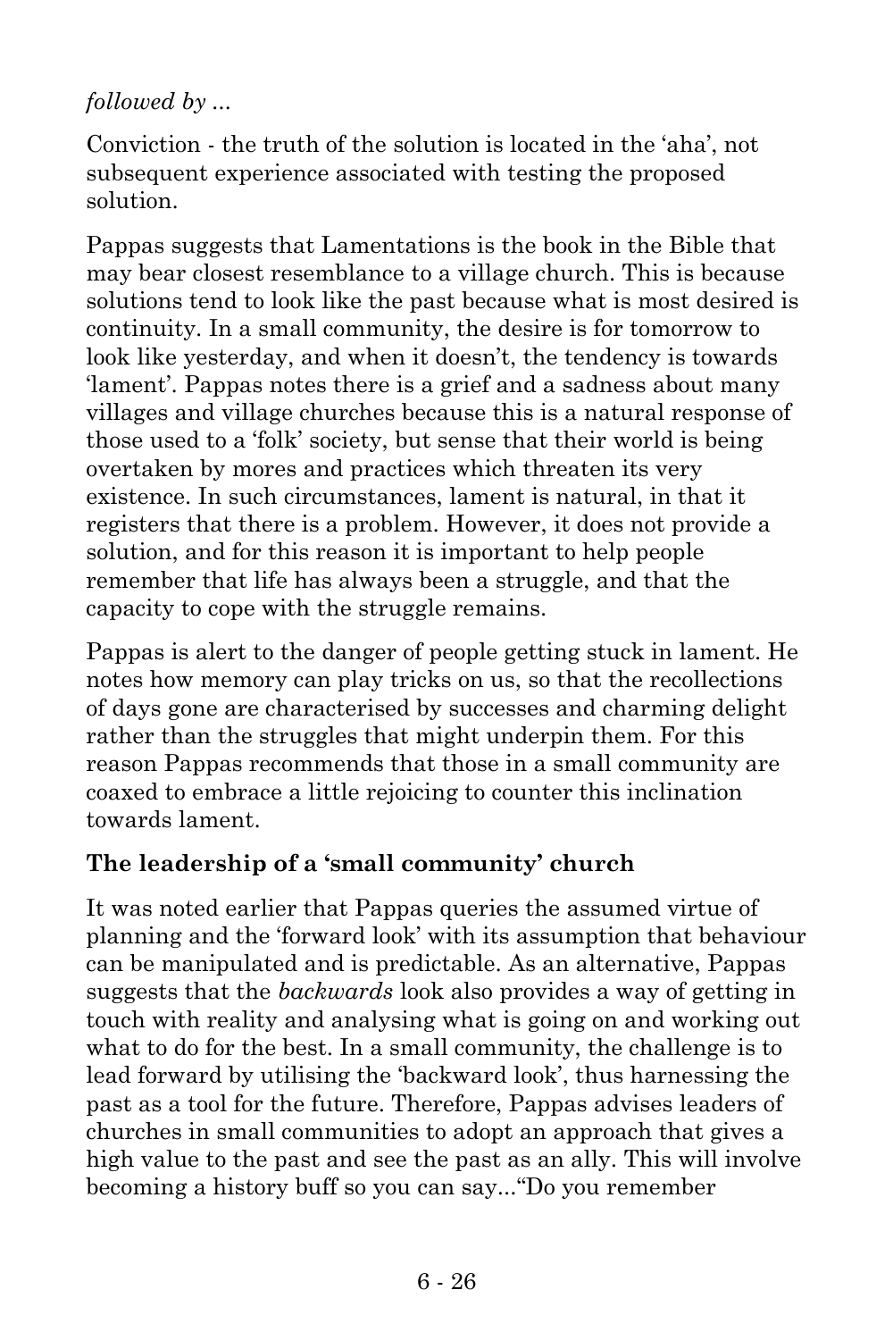*followed by ...*

Conviction - the truth of the solution is located in the 'aha', not subsequent experience associated with testing the proposed solution.

Pappas suggests that Lamentations is the book in the Bible that may bear closest resemblance to a village church. This is because solutions tend to look like the past because what is most desired is continuity. In a small community, the desire is for tomorrow to look like yesterday, and when it doesn't, the tendency is towards 'lament'. Pappas notes there is a grief and a sadness about many villages and village churches because this is a natural response of those used to a 'folk' society, but sense that their world is being overtaken by mores and practices which threaten its very existence. In such circumstances, lament is natural, in that it registers that there is a problem. However, it does not provide a solution, and for this reason it is important to help people remember that life has always been a struggle, and that the capacity to cope with the struggle remains.

Pappas is alert to the danger of people getting stuck in lament. He notes how memory can play tricks on us, so that the recollections of days gone are characterised by successes and charming delight rather than the struggles that might underpin them. For this reason Pappas recommends that those in a small community are coaxed to embrace a little rejoicing to counter this inclination towards lament.

### The leadership of a 'small community' church

It was noted earlier that Pappas queries the assumed virtue of planning and the 'forward look' with its assumption that behaviour can be manipulated and is predictable. As an alternative, Pappas suggests that the *backwards* look also provides a way of getting in touch with reality and analysing what is going on and working out what to do for the best. In a small community, the challenge is to lead forward by utilising the 'backward look', thus harnessing the past as a tool for the future. Therefore, Pappas advises leaders of churches in small communities to adopt an approach that gives a high value to the past and see the past as an ally. This will involve becoming a history buff so you can say..."Do you remember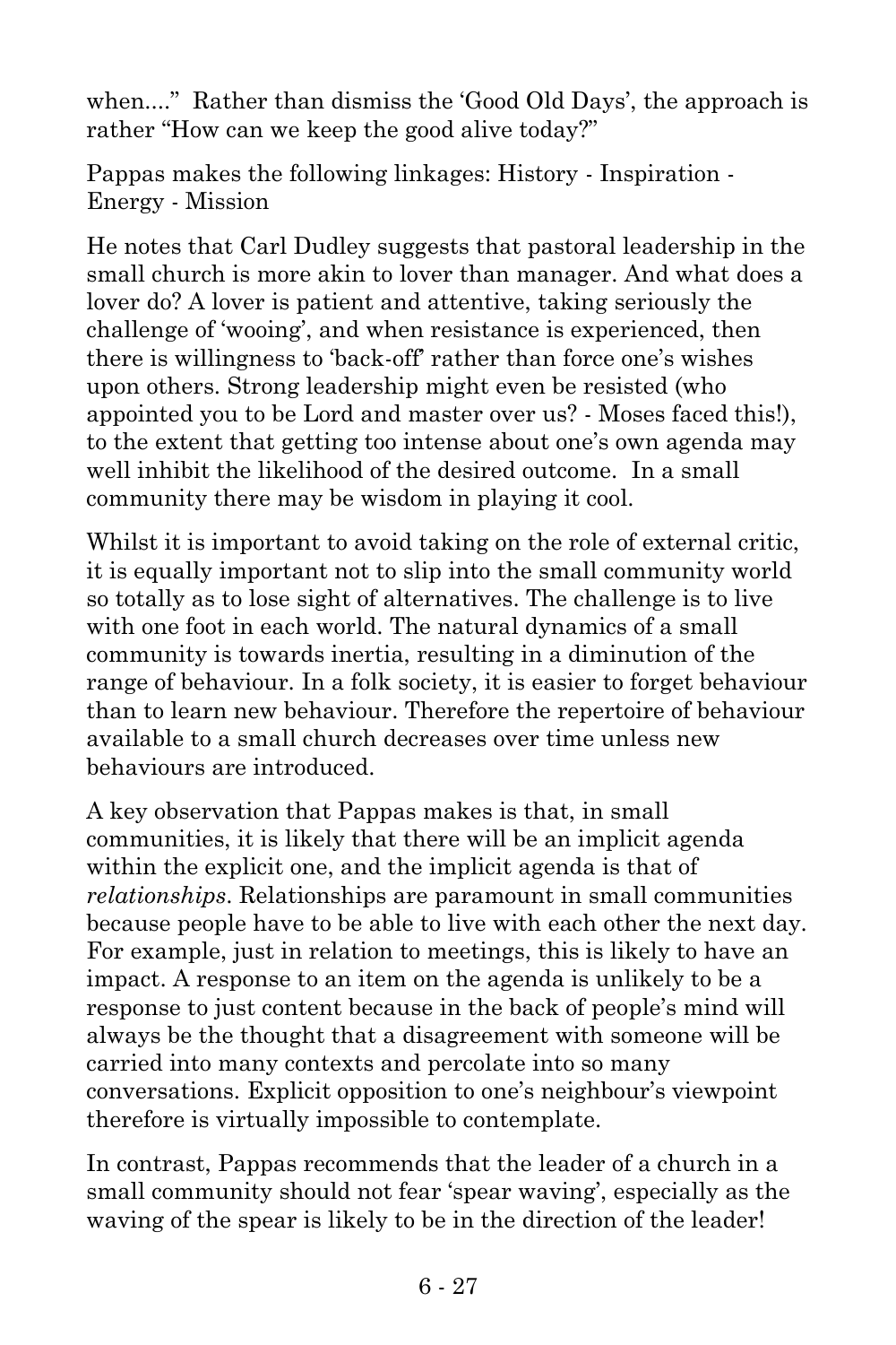when...." Rather than dismiss the 'Good Old Days', the approach is rather "How can we keep the good alive today?"

Pappas makes the following linkages: History - Inspiration - Energy - Mission

He notes that Carl Dudley suggests that pastoral leadership in the small church is more akin to lover than manager. And what does a lover do? A lover is patient and attentive, taking seriously the challenge of 'wooing', and when resistance is experienced, then there is willingness to 'back-off' rather than force one's wishes upon others. Strong leadership might even be resisted (who appointed you to be Lord and master over us? - Moses faced this!), to the extent that getting too intense about one's own agenda may well inhibit the likelihood of the desired outcome. In a small community there may be wisdom in playing it cool.

Whilst it is important to avoid taking on the role of external critic, it is equally important not to slip into the small community world so totally as to lose sight of alternatives. The challenge is to live with one foot in each world. The natural dynamics of a small community is towards inertia, resulting in a diminution of the range of behaviour. In a folk society, it is easier to forget behaviour than to learn new behaviour. Therefore the repertoire of behaviour available to a small church decreases over time unless new behaviours are introduced.

A key observation that Pappas makes is that, in small communities, it is likely that there will be an implicit agenda within the explicit one, and the implicit agenda is that of *relationships*. Relationships are paramount in small communities because people have to be able to live with each other the next day. For example, just in relation to meetings, this is likely to have an impact. A response to an item on the agenda is unlikely to be a response to just content because in the back of people's mind will always be the thought that a disagreement with someone will be carried into many contexts and percolate into so many conversations. Explicit opposition to one's neighbour's viewpoint therefore is virtually impossible to contemplate.

In contrast, Pappas recommends that the leader of a church in a small community should not fear 'spear waving', especially as the waving of the spear is likely to be in the direction of the leader!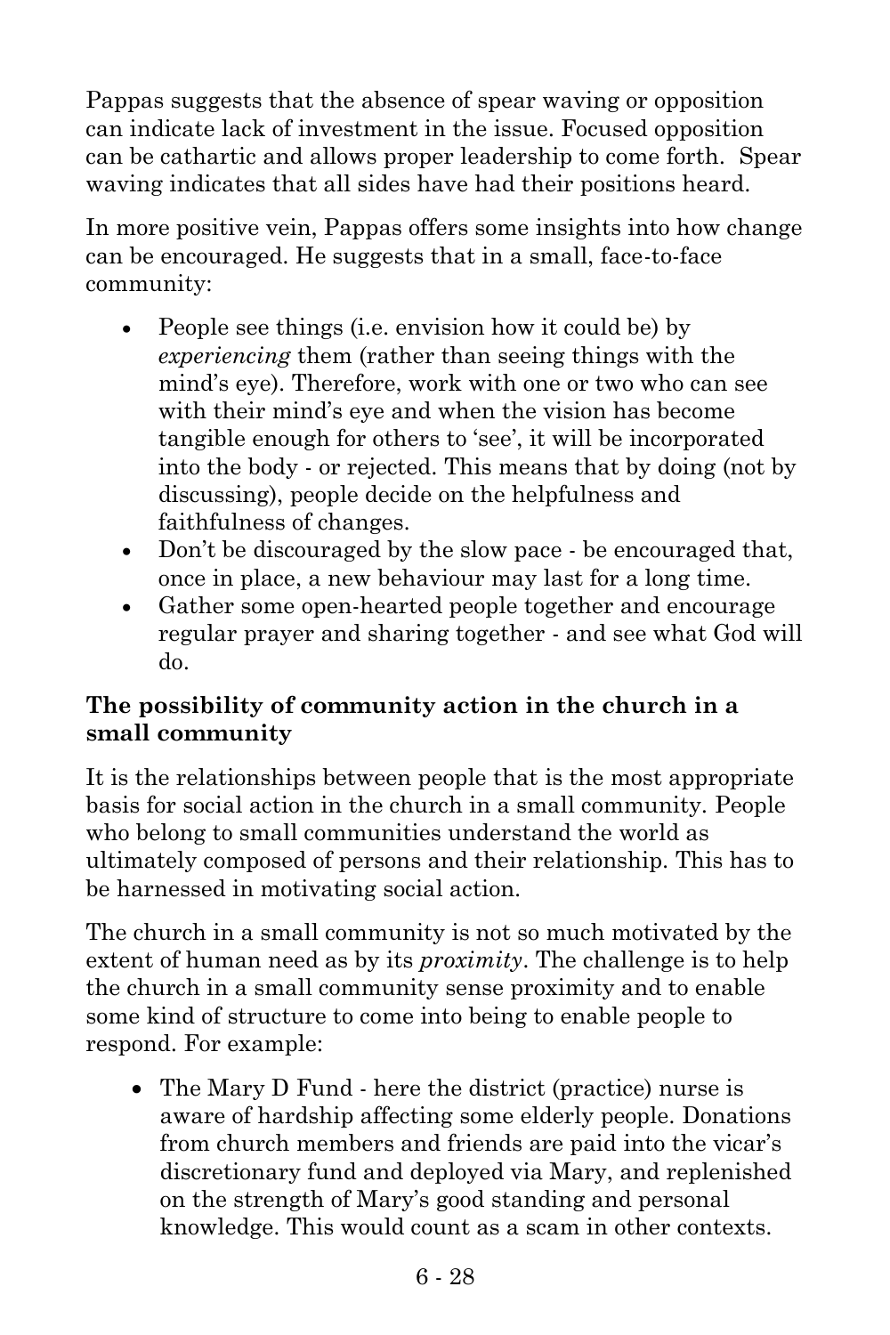Pappas suggests that the absence of spear waving or opposition can indicate lack of investment in the issue. Focused opposition can be cathartic and allows proper leadership to come forth. Spear waving indicates that all sides have had their positions heard.

In more positive vein, Pappas offers some insights into how change can be encouraged. He suggests that in a small, face-to-face community:

- People see things (i.e. envision how it could be) by *experiencing* them (rather than seeing things with the mind's eye). Therefore, work with one or two who can see with their mind's eye and when the vision has become tangible enough for others to 'see', it will be incorporated into the body - or rejected. This means that by doing (not by discussing), people decide on the helpfulness and faithfulness of changes.
- Don't be discouraged by the slow pace - be encouraged that, once in place, a new behaviour may last for a long time.
- Gather some open-hearted people together and encourage regular prayer and sharing together - and see what God will do.

**The possibility of community action in the church in a small community**

It is the relationships between people that is the most appropriate basis for social action in the church in a small community. People who belong to small communities understand the world as ultimately composed of persons and their relationship. This has to be harnessed in motivating social action.

The church in a small community is not so much motivated by the extent of human need as by its *proximity*. The challenge is to help the church in a small community sense proximity and to enable some kind of structure to come into being to enable people to respond. For example:

- The Mary D Fund - here the district (practice) nurse is aware of hardship affecting some elderly people. Donations from church members and friends are paid into the vicar's discretionary fund and deployed via Mary, and replenished on the strength of Mary's good standing and personal knowledge. This would count as a scam in other contexts.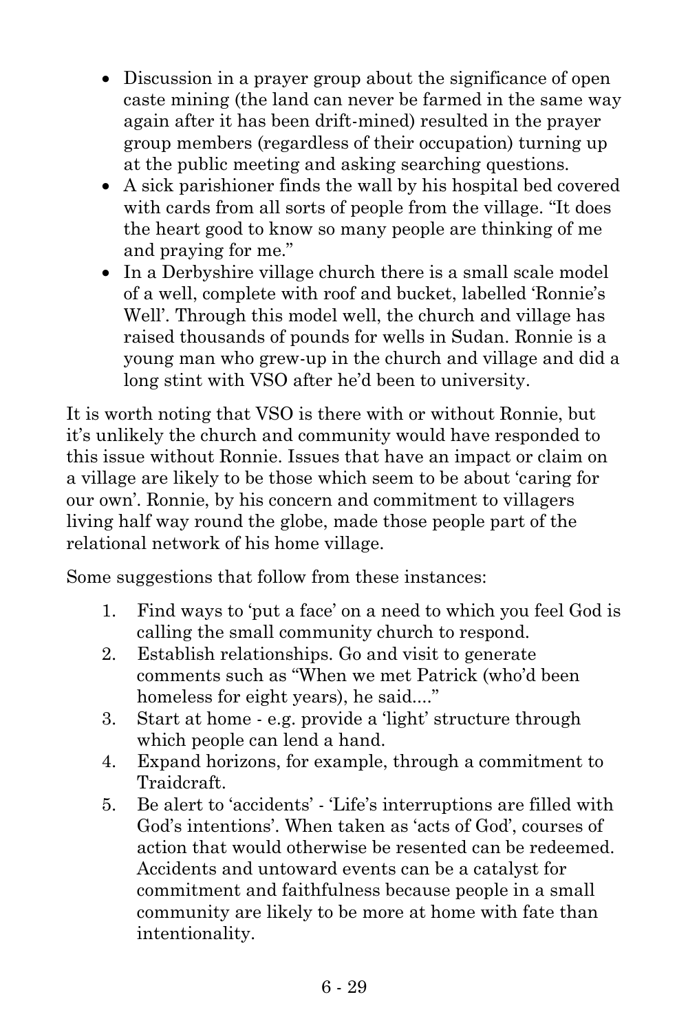- Discussion in a prayer group about the significance of open caste mining (the land can never be farmed in the same way again after it has been drift-mined) resulted in the prayer group members (regardless of their occupation) turning up at the public meeting and asking searching questions.
- A sick parishioner finds the wall by his hospital bed covered with cards from all sorts of people from the village. "It does the heart good to know so many people are thinking of me and praying for me."
- In a Derbyshire village church there is a small scale model of a well, complete with roof and bucket, labelled 'Ronnie's Well'. Through this model well, the church and village has raised thousands of pounds for wells in Sudan. Ronnie is a young man who grew-up in the church and village and did a long stint with VSO after he'd been to university.

It is worth noting that VSO is there with or without Ronnie, but it's unlikely the church and community would have responded to this issue without Ronnie. Issues that have an impact or claim on a village are likely to be those which seem to be about 'caring for our own'. Ronnie, by his concern and commitment to villagers living half way round the globe, made those people part of the relational network of his home village.

Some suggestions that follow from these instances:

1. Find ways to 'put a face' on a need to which you feel God is calling the small community church to respond.
2. Establish relationships. Go and visit to generate comments such as "When we met Patrick (who'd been homeless for eight years), he said...."
3. Start at home - e.g. provide a 'light' structure through which people can lend a hand.
4. Expand horizons, for example, through a commitment to Traidcraft.
5. Be alert to 'accidents' - 'Life's interruptions are filled with God's intentions'. When taken as 'acts of God', courses of action that would otherwise be resented can be redeemed. Accidents and untoward events can be a catalyst for commitment and faithfulness because people in a small community are likely to be more at home with fate than intentionality.